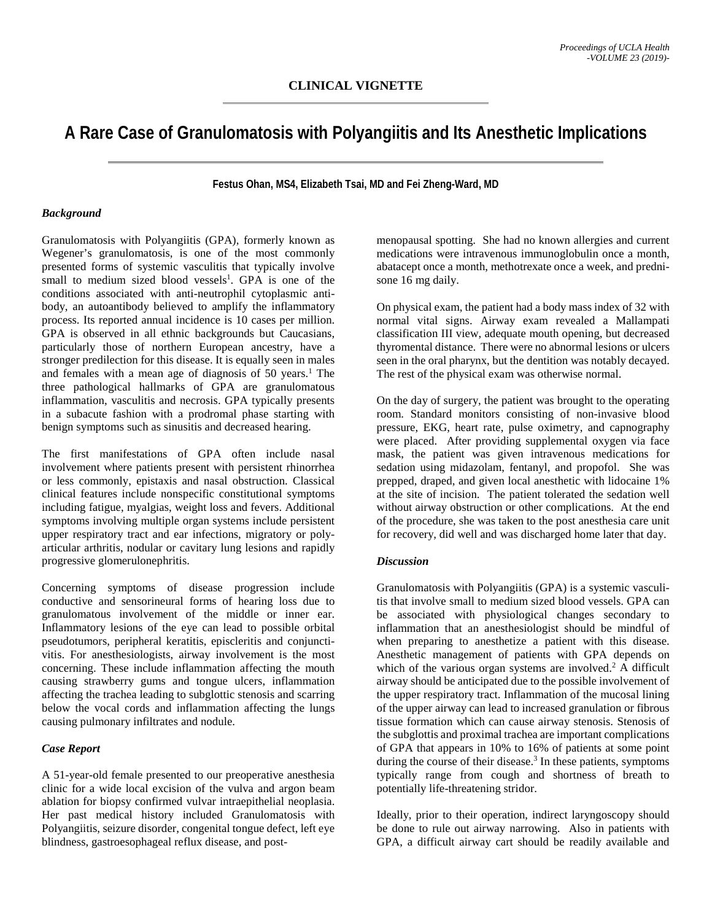**CLINICAL VIGNETTE**

# A Rare Case of Granulomatosis with Polyangiitis and Its Anesthetic Implications

**Festus Ohan, MS4, Elizabeth Tsai, MD and Fei Zheng-Ward, MD**

### *Background*

Granulomatosis with Polyangiitis (GPA), formerly known as Wegener's granulomatosis, is one of the most commonly presented forms of systemic vasculitis that typically involve small to medium sized blood vessels[1]. GPA is one of the conditions associated with anti-neutrophil cytoplasmic antibody, an autoantibody believed to amplify the inflammatory process. Its reported annual incidence is 10 cases per million. GPA is observed in all ethnic backgrounds but Caucasians, particularly those of northern European ancestry, have a stronger predilection for this disease. It is equally seen in males and females with a mean age of diagnosis of 50 years.[1] The three pathological hallmarks of GPA are granulomatous inflammation, vasculitis and necrosis. GPA typically presents in a subacute fashion with a prodromal phase starting with benign symptoms such as sinusitis and decreased hearing.

The first manifestations of GPA often include nasal involvement where patients present with persistent rhinorrhea or less commonly, epistaxis and nasal obstruction. Classical clinical features include nonspecific constitutional symptoms including fatigue, myalgias, weight loss and fevers. Additional symptoms involving multiple organ systems include persistent upper respiratory tract and ear infections, migratory or polyarticular arthritis, nodular or cavitary lung lesions and rapidly progressive glomerulonephritis.

Concerning symptoms of disease progression include conductive and sensorineural forms of hearing loss due to granulomatous involvement of the middle or inner ear. Inflammatory lesions of the eye can lead to possible orbital pseudotumors, peripheral keratitis, episcleritis and conjunctivitis. For anesthesiologists, airway involvement is the most concerning. These include inflammation affecting the mouth causing strawberry gums and tongue ulcers, inflammation affecting the trachea leading to subglottic stenosis and scarring below the vocal cords and inflammation affecting the lungs causing pulmonary infiltrates and nodule.

### *Case Report*

A 51-year-old female presented to our preoperative anesthesia clinic for a wide local excision of the vulva and argon beam ablation for biopsy confirmed vulvar intraepithelial neoplasia. Her past medical history included Granulomatosis with Polyangiitis, seizure disorder, congenital tongue defect, left eye blindness, gastroesophageal reflux disease, and post-menopausal spotting. She had no known allergies and current medications were intravenous immunoglobulin once a month, abatacept once a month, methotrexate once a week, and prednisone 16 mg daily.

On physical exam, the patient had a body mass index of 32 with normal vital signs. Airway exam revealed a Mallampati classification III view, adequate mouth opening, but decreased thyromental distance. There were no abnormal lesions or ulcers seen in the oral pharynx, but the dentition was notably decayed. The rest of the physical exam was otherwise normal.

On the day of surgery, the patient was brought to the operating room. Standard monitors consisting of non-invasive blood pressure, EKG, heart rate, pulse oximetry, and capnography were placed. After providing supplemental oxygen via face mask, the patient was given intravenous medications for sedation using midazolam, fentanyl, and propofol. She was prepped, draped, and given local anesthetic with lidocaine 1% at the site of incision. The patient tolerated the sedation well without airway obstruction or other complications. At the end of the procedure, she was taken to the post anesthesia care unit for recovery, did well and was discharged home later that day.

### *Discussion*

Granulomatosis with Polyangiitis (GPA) is a systemic vasculitis that involve small to medium sized blood vessels. GPA can be associated with physiological changes secondary to inflammation that an anesthesiologist should be mindful of when preparing to anesthetize a patient with this disease. Anesthetic management of patients with GPA depends on which of the various organ systems are involved.[2] A difficult airway should be anticipated due to the possible involvement of the upper respiratory tract. Inflammation of the mucosal lining of the upper airway can lead to increased granulation or fibrous tissue formation which can cause airway stenosis. Stenosis of the subglottis and proximal trachea are important complications of GPA that appears in 10% to 16% of patients at some point during the course of their disease.[3] In these patients, symptoms typically range from cough and shortness of breath to potentially life-threatening stridor.

Ideally, prior to their operation, indirect laryngoscopy should be done to rule out airway narrowing. Also in patients with GPA, a difficult airway cart should be readily available and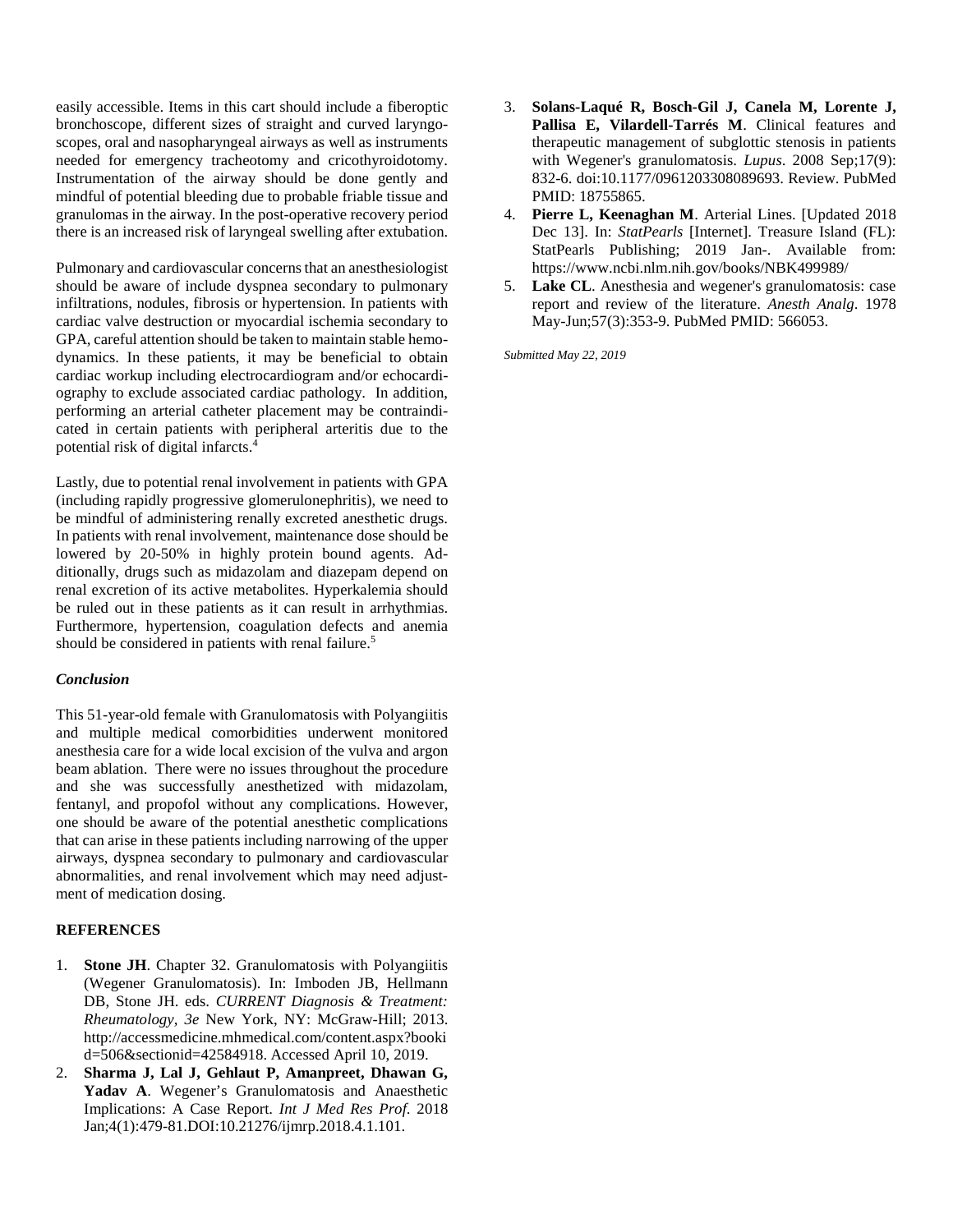easily accessible. Items in this cart should include a fiberoptic bronchoscope, different sizes of straight and curved laryngoscopes, oral and nasopharyngeal airways as well as instruments needed for emergency tracheotomy and cricothyroidotomy. Instrumentation of the airway should be done gently and mindful of potential bleeding due to probable friable tissue and granulomas in the airway. In the post-operative recovery period there is an increased risk of laryngeal swelling after extubation.

Pulmonary and cardiovascular concerns that an anesthesiologist should be aware of include dyspnea secondary to pulmonary infiltrations, nodules, fibrosis or hypertension. In patients with cardiac valve destruction or myocardial ischemia secondary to GPA, careful attention should be taken to maintain stable hemodynamics. In these patients, it may be beneficial to obtain cardiac workup including electrocardiogram and/or echocardiography to exclude associated cardiac pathology. In addition, performing an arterial catheter placement may be contraindicated in certain patients with peripheral arteritis due to the potential risk of digital infarcts.[4]

Lastly, due to potential renal involvement in patients with GPA (including rapidly progressive glomerulonephritis), we need to be mindful of administering renally excreted anesthetic drugs. In patients with renal involvement, maintenance dose should be lowered by 20-50% in highly protein bound agents. Additionally, drugs such as midazolam and diazepam depend on renal excretion of its active metabolites. Hyperkalemia should be ruled out in these patients as it can result in arrhythmias. Furthermore, hypertension, coagulation defects and anemia should be considered in patients with renal failure.[5]

### *Conclusion*

This 51-year-old female with Granulomatosis with Polyangiitis and multiple medical comorbidities underwent monitored anesthesia care for a wide local excision of the vulva and argon beam ablation. There were no issues throughout the procedure and she was successfully anesthetized with midazolam, fentanyl, and propofol without any complications. However, one should be aware of the potential anesthetic complications that can arise in these patients including narrowing of the upper airways, dyspnea secondary to pulmonary and cardiovascular abnormalities, and renal involvement which may need adjustment of medication dosing.

## REFERENCES

1. **Stone JH**. Chapter 32. Granulomatosis with Polyangiitis (Wegener Granulomatosis). In: Imboden JB, Hellmann DB, Stone JH. eds. *CURRENT Diagnosis & Treatment: Rheumatology, 3e* New York, NY: McGraw-Hill; 2013. http://accessmedicine.mhmedical.com/content.aspx?bookid=506&sectionid=42584918. Accessed April 10, 2019.
2. **Sharma J, Lal J, Gehlaut P, Amanpreet, Dhawan G, Yadav A**. Wegener's Granulomatosis and Anaesthetic Implications: A Case Report. *Int J Med Res Prof.* 2018 Jan;4(1):479-81.DOI:10.21276/ijmrp.2018.4.1.101.
3. **Solans-Laqué R, Bosch-Gil J, Canela M, Lorente J, Pallisa E, Vilardell-Tarrés M**. Clinical features and therapeutic management of subglottic stenosis in patients with Wegener's granulomatosis. *Lupus*. 2008 Sep;17(9): 832-6. doi:10.1177/0961203308089693. Review. PubMed PMID: 18755865.
4. **Pierre L, Keenaghan M**. Arterial Lines. [Updated 2018 Dec 13]. In: *StatPearls* [Internet]. Treasure Island (FL): StatPearls Publishing; 2019 Jan-. Available from: https://www.ncbi.nlm.nih.gov/books/NBK499989/
5. **Lake CL**. Anesthesia and wegener's granulomatosis: case report and review of the literature. *Anesth Analg*. 1978 May-Jun;57(3):353-9. PubMed PMID: 566053.

*Submitted May 22, 2019*